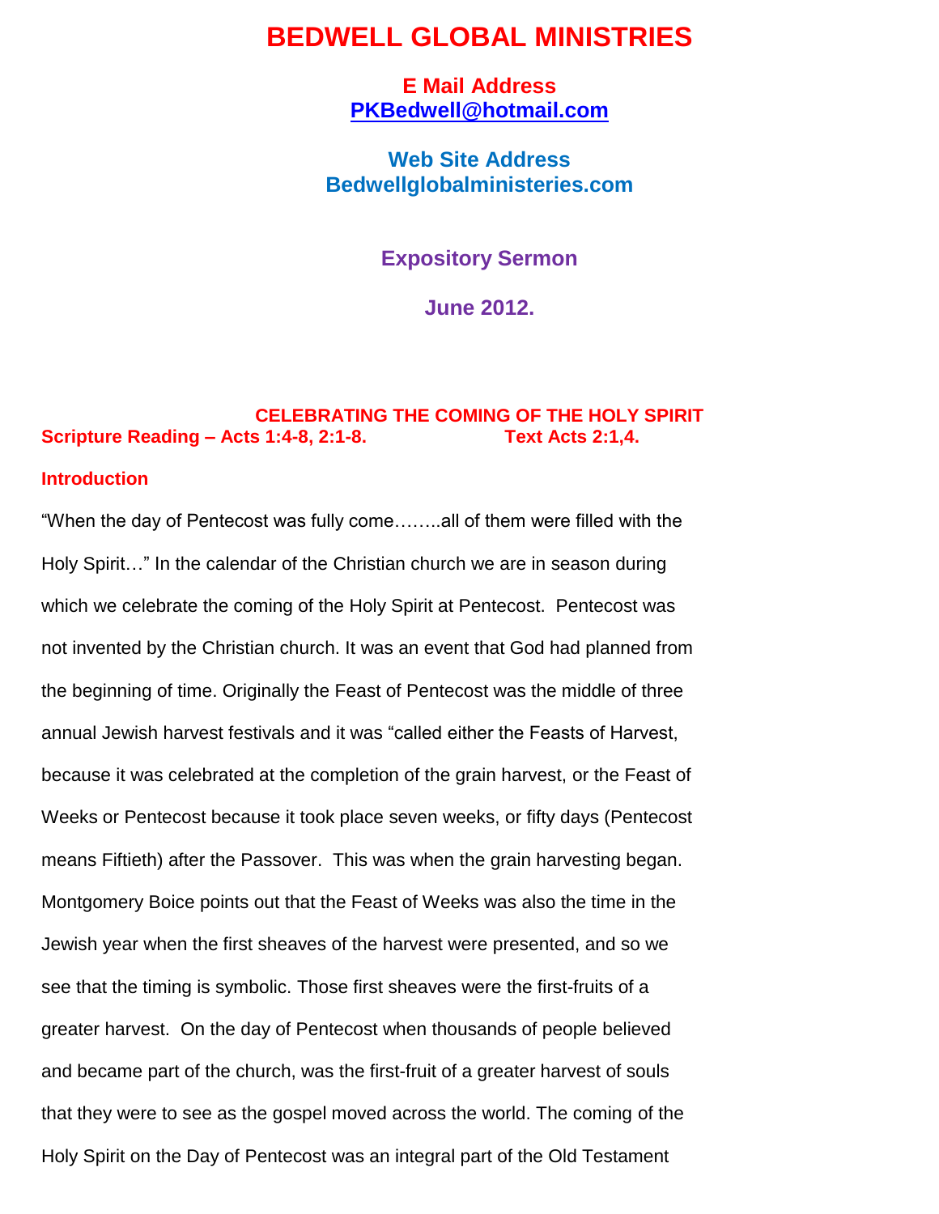# BEDWELL GLOBAL MINISTRIES

**E Mail Address**
**PKBedwell@hotmail.com**

**Web Site Address**
**Bedwellglobalministeries.com**

**Expository Sermon**

**June 2012.**

## CELEBRATING THE COMING OF THE HOLY SPIRIT

**Scripture Reading – Acts 1:4-8, 2:1-8.** **Text Acts 2:1,4.**

### Introduction

"When the day of Pentecost was fully come……..all of them were filled with the Holy Spirit…" In the calendar of the Christian church we are in season during which we celebrate the coming of the Holy Spirit at Pentecost. Pentecost was not invented by the Christian church. It was an event that God had planned from the beginning of time. Originally the Feast of Pentecost was the middle of three annual Jewish harvest festivals and it was "called either the Feasts of Harvest, because it was celebrated at the completion of the grain harvest, or the Feast of Weeks or Pentecost because it took place seven weeks, or fifty days (Pentecost means Fiftieth) after the Passover. This was when the grain harvesting began. Montgomery Boice points out that the Feast of Weeks was also the time in the Jewish year when the first sheaves of the harvest were presented, and so we see that the timing is symbolic. Those first sheaves were the first-fruits of a greater harvest. On the day of Pentecost when thousands of people believed and became part of the church, was the first-fruit of a greater harvest of souls that they were to see as the gospel moved across the world. The coming of the Holy Spirit on the Day of Pentecost was an integral part of the Old Testament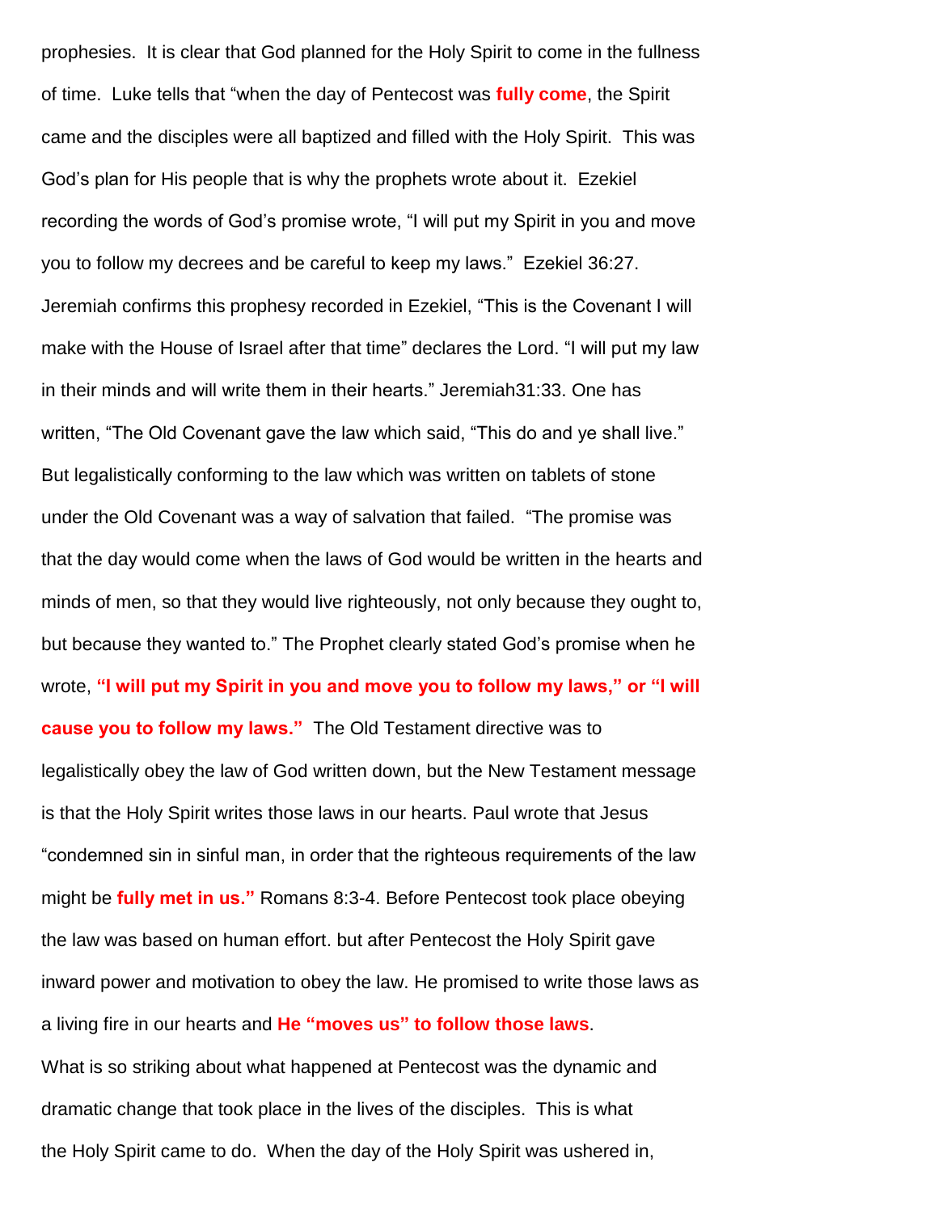prophesies. It is clear that God planned for the Holy Spirit to come in the fullness of time. Luke tells that "when the day of Pentecost was **fully come**, the Spirit came and the disciples were all baptized and filled with the Holy Spirit. This was God's plan for His people that is why the prophets wrote about it. Ezekiel recording the words of God's promise wrote, "I will put my Spirit in you and move you to follow my decrees and be careful to keep my laws." Ezekiel 36:27. Jeremiah confirms this prophesy recorded in Ezekiel, "This is the Covenant I will make with the House of Israel after that time" declares the Lord. "I will put my law in their minds and will write them in their hearts." Jeremiah31:33. One has written, "The Old Covenant gave the law which said, "This do and ye shall live." But legalistically conforming to the law which was written on tablets of stone under the Old Covenant was a way of salvation that failed. "The promise was that the day would come when the laws of God would be written in the hearts and minds of men, so that they would live righteously, not only because they ought to, but because they wanted to." The Prophet clearly stated God's promise when he wrote, **"I will put my Spirit in you and move you to follow my laws," or "I will cause you to follow my laws."** The Old Testament directive was to legalistically obey the law of God written down, but the New Testament message is that the Holy Spirit writes those laws in our hearts. Paul wrote that Jesus "condemned sin in sinful man, in order that the righteous requirements of the law might be **fully met in us."** Romans 8:3-4. Before Pentecost took place obeying the law was based on human effort. but after Pentecost the Holy Spirit gave inward power and motivation to obey the law. He promised to write those laws as a living fire in our hearts and **He "moves us" to follow those laws**.

What is so striking about what happened at Pentecost was the dynamic and dramatic change that took place in the lives of the disciples. This is what the Holy Spirit came to do. When the day of the Holy Spirit was ushered in,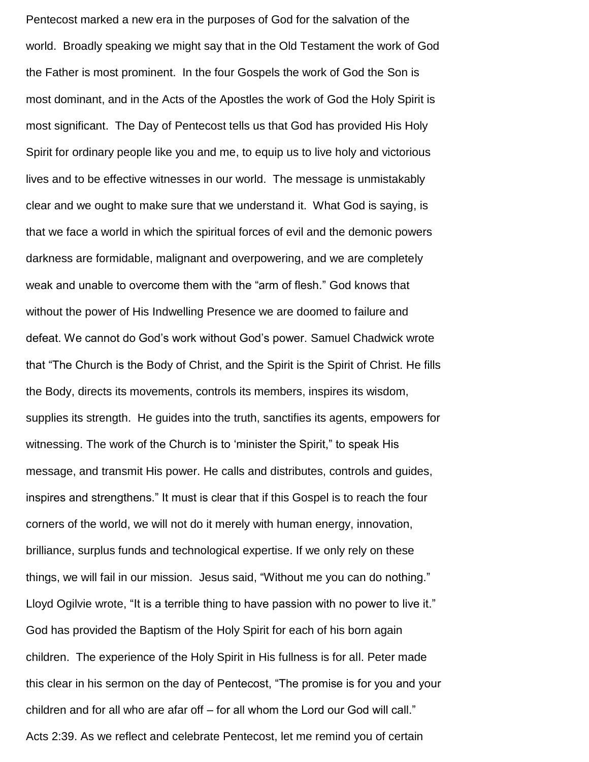Pentecost marked a new era in the purposes of God for the salvation of the world. Broadly speaking we might say that in the Old Testament the work of God the Father is most prominent. In the four Gospels the work of God the Son is most dominant, and in the Acts of the Apostles the work of God the Holy Spirit is most significant. The Day of Pentecost tells us that God has provided His Holy Spirit for ordinary people like you and me, to equip us to live holy and victorious lives and to be effective witnesses in our world. The message is unmistakably clear and we ought to make sure that we understand it. What God is saying, is that we face a world in which the spiritual forces of evil and the demonic powers darkness are formidable, malignant and overpowering, and we are completely weak and unable to overcome them with the "arm of flesh." God knows that without the power of His Indwelling Presence we are doomed to failure and defeat. We cannot do God's work without God's power. Samuel Chadwick wrote that "The Church is the Body of Christ, and the Spirit is the Spirit of Christ. He fills the Body, directs its movements, controls its members, inspires its wisdom, supplies its strength. He guides into the truth, sanctifies its agents, empowers for witnessing. The work of the Church is to 'minister the Spirit," to speak His message, and transmit His power. He calls and distributes, controls and guides, inspires and strengthens." It must is clear that if this Gospel is to reach the four corners of the world, we will not do it merely with human energy, innovation, brilliance, surplus funds and technological expertise. If we only rely on these things, we will fail in our mission. Jesus said, "Without me you can do nothing." Lloyd Ogilvie wrote, "It is a terrible thing to have passion with no power to live it." God has provided the Baptism of the Holy Spirit for each of his born again children. The experience of the Holy Spirit in His fullness is for all. Peter made this clear in his sermon on the day of Pentecost, "The promise is for you and your children and for all who are afar off – for all whom the Lord our God will call." Acts 2:39. As we reflect and celebrate Pentecost, let me remind you of certain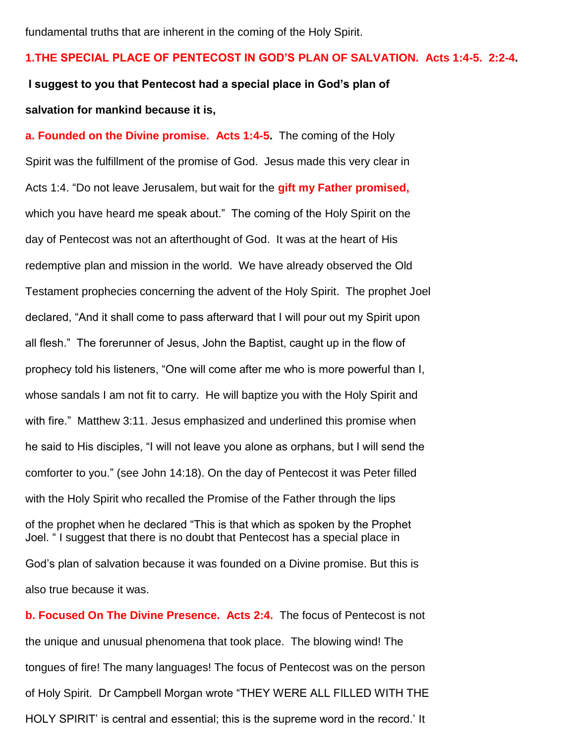fundamental truths that are inherent in the coming of the Holy Spirit.

**1.THE SPECIAL PLACE OF PENTECOST IN GOD'S PLAN OF SALVATION. Acts 1:4-5. 2:2-4.**

**I suggest to you that Pentecost had a special place in God's plan of salvation for mankind because it is,**

**a. Founded on the Divine promise. Acts 1:4-5.** The coming of the Holy Spirit was the fulfillment of the promise of God. Jesus made this very clear in Acts 1:4. "Do not leave Jerusalem, but wait for the **gift my Father promised,** which you have heard me speak about." The coming of the Holy Spirit on the day of Pentecost was not an afterthought of God. It was at the heart of His redemptive plan and mission in the world. We have already observed the Old Testament prophecies concerning the advent of the Holy Spirit. The prophet Joel declared, "And it shall come to pass afterward that I will pour out my Spirit upon all flesh." The forerunner of Jesus, John the Baptist, caught up in the flow of prophecy told his listeners, "One will come after me who is more powerful than I, whose sandals I am not fit to carry. He will baptize you with the Holy Spirit and with fire." Matthew 3:11. Jesus emphasized and underlined this promise when he said to His disciples, "I will not leave you alone as orphans, but I will send the comforter to you." (see John 14:18). On the day of Pentecost it was Peter filled with the Holy Spirit who recalled the Promise of the Father through the lips of the prophet when he declared "This is that which as spoken by the Prophet Joel. " I suggest that there is no doubt that Pentecost has a special place in God's plan of salvation because it was founded on a Divine promise. But this is also true because it was.

**b. Focused On The Divine Presence. Acts 2:4.** The focus of Pentecost is not the unique and unusual phenomena that took place. The blowing wind! The tongues of fire! The many languages! The focus of Pentecost was on the person of Holy Spirit. Dr Campbell Morgan wrote "THEY WERE ALL FILLED WITH THE HOLY SPIRIT' is central and essential; this is the supreme word in the record.' It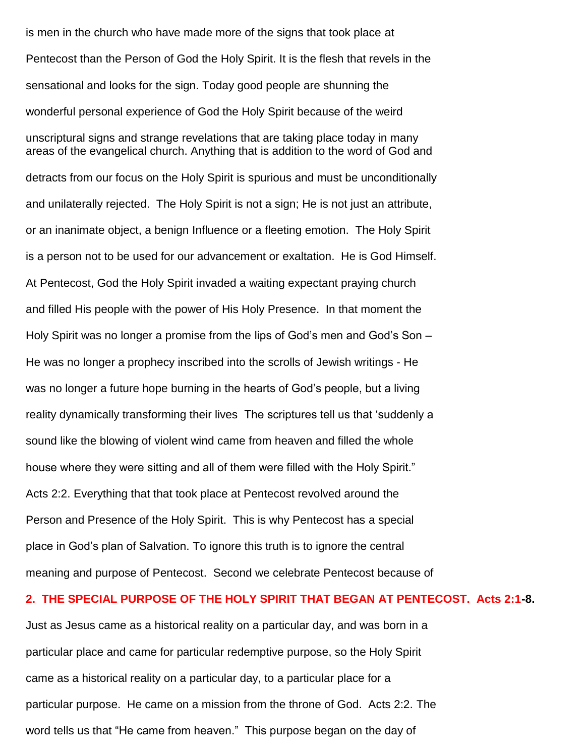is men in the church who have made more of the signs that took place at Pentecost than the Person of God the Holy Spirit. It is the flesh that revels in the sensational and looks for the sign. Today good people are shunning the wonderful personal experience of God the Holy Spirit because of the weird unscriptural signs and strange revelations that are taking place today in many areas of the evangelical church. Anything that is addition to the word of God and detracts from our focus on the Holy Spirit is spurious and must be unconditionally and unilaterally rejected. The Holy Spirit is not a sign; He is not just an attribute, or an inanimate object, a benign Influence or a fleeting emotion. The Holy Spirit is a person not to be used for our advancement or exaltation. He is God Himself. At Pentecost, God the Holy Spirit invaded a waiting expectant praying church and filled His people with the power of His Holy Presence. In that moment the Holy Spirit was no longer a promise from the lips of God's men and God's Son – He was no longer a prophecy inscribed into the scrolls of Jewish writings - He was no longer a future hope burning in the hearts of God's people, but a living reality dynamically transforming their lives The scriptures tell us that 'suddenly a sound like the blowing of violent wind came from heaven and filled the whole house where they were sitting and all of them were filled with the Holy Spirit." Acts 2:2. Everything that that took place at Pentecost revolved around the Person and Presence of the Holy Spirit. This is why Pentecost has a special place in God's plan of Salvation. To ignore this truth is to ignore the central meaning and purpose of Pentecost. Second we celebrate Pentecost because of

**2. THE SPECIAL PURPOSE OF THE HOLY SPIRIT THAT BEGAN AT PENTECOST. Acts 2:1-8.**

Just as Jesus came as a historical reality on a particular day, and was born in a particular place and came for particular redemptive purpose, so the Holy Spirit came as a historical reality on a particular day, to a particular place for a particular purpose. He came on a mission from the throne of God. Acts 2:2. The word tells us that "He came from heaven." This purpose began on the day of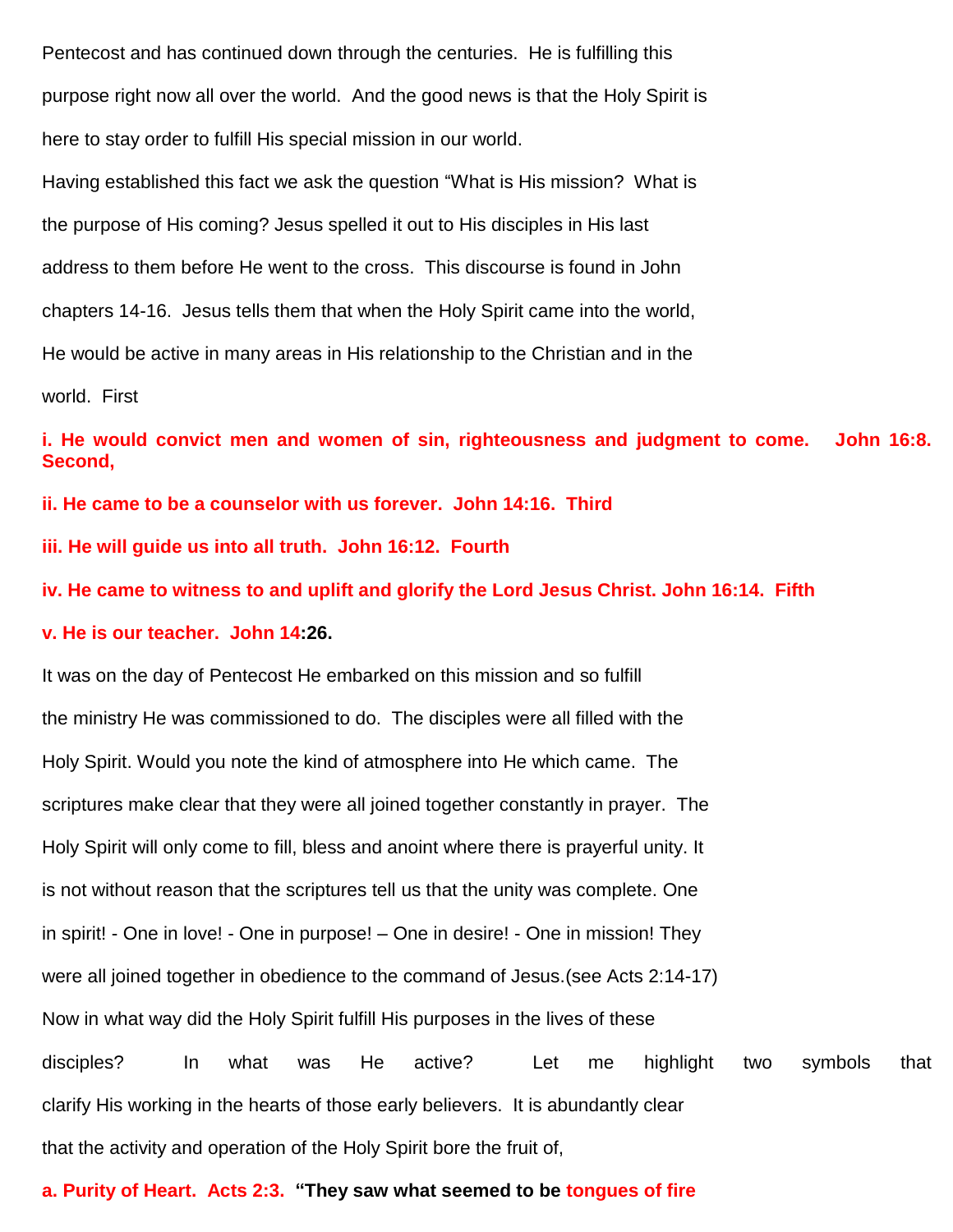Pentecost and has continued down through the centuries. He is fulfilling this purpose right now all over the world. And the good news is that the Holy Spirit is here to stay order to fulfill His special mission in our world.

Having established this fact we ask the question "What is His mission? What is the purpose of His coming? Jesus spelled it out to His disciples in His last address to them before He went to the cross. This discourse is found in John chapters 14-16. Jesus tells them that when the Holy Spirit came into the world, He would be active in many areas in His relationship to the Christian and in the world. First

**i. He would convict men and women of sin, righteousness and judgment to come. John 16:8. Second,**

**ii. He came to be a counselor with us forever. John 14:16. Third**

**iii. He will guide us into all truth. John 16:12. Fourth**

**iv. He came to witness to and uplift and glorify the Lord Jesus Christ. John 16:14. Fifth**

**v. He is our teacher. John 14:26.**

It was on the day of Pentecost He embarked on this mission and so fulfill the ministry He was commissioned to do. The disciples were all filled with the Holy Spirit. Would you note the kind of atmosphere into He which came. The scriptures make clear that they were all joined together constantly in prayer. The Holy Spirit will only come to fill, bless and anoint where there is prayerful unity. It is not without reason that the scriptures tell us that the unity was complete. One in spirit! - One in love! - One in purpose! – One in desire! - One in mission! They were all joined together in obedience to the command of Jesus.(see Acts 2:14-17)

Now in what way did the Holy Spirit fulfill His purposes in the lives of these disciples? In what was He active? Let me highlight two symbols that clarify His working in the hearts of those early believers. It is abundantly clear that the activity and operation of the Holy Spirit bore the fruit of,

**a. Purity of Heart. Acts 2:3. "They saw what seemed to be tongues of fire**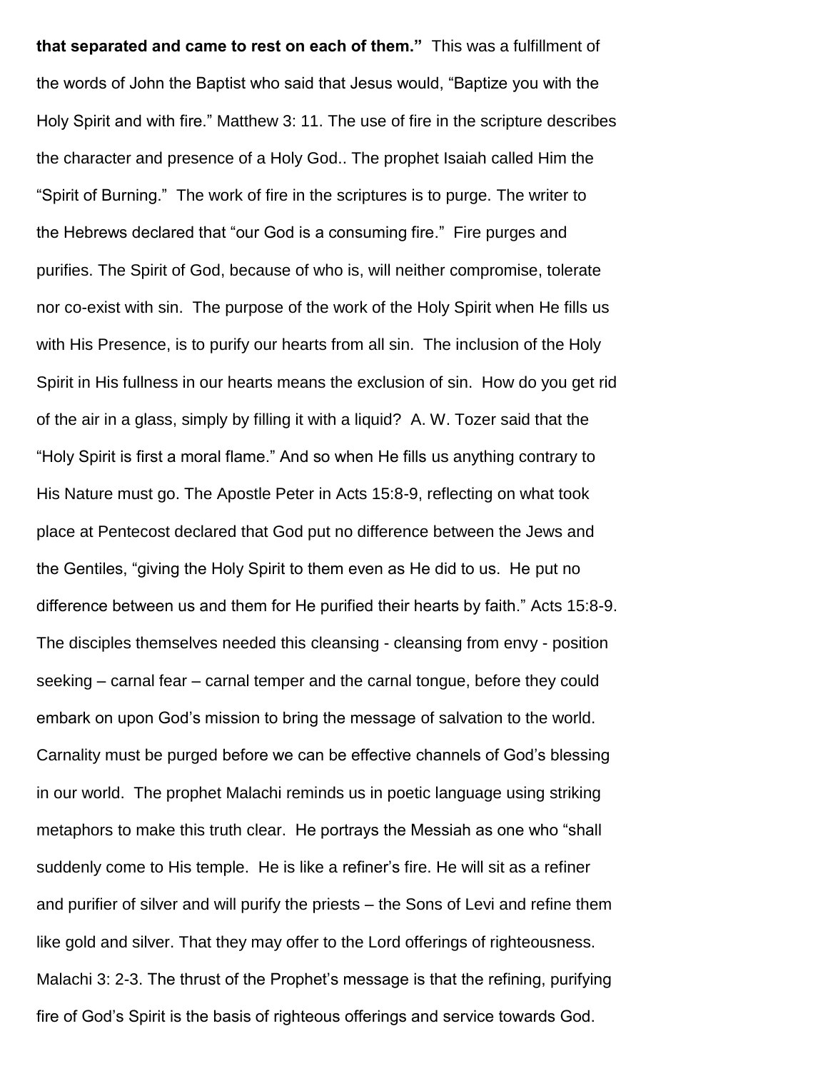**that separated and came to rest on each of them."** This was a fulfillment of the words of John the Baptist who said that Jesus would, "Baptize you with the Holy Spirit and with fire." Matthew 3: 11. The use of fire in the scripture describes the character and presence of a Holy God.. The prophet Isaiah called Him the "Spirit of Burning." The work of fire in the scriptures is to purge. The writer to the Hebrews declared that "our God is a consuming fire." Fire purges and purifies. The Spirit of God, because of who is, will neither compromise, tolerate nor co-exist with sin. The purpose of the work of the Holy Spirit when He fills us with His Presence, is to purify our hearts from all sin. The inclusion of the Holy Spirit in His fullness in our hearts means the exclusion of sin. How do you get rid of the air in a glass, simply by filling it with a liquid? A. W. Tozer said that the "Holy Spirit is first a moral flame." And so when He fills us anything contrary to His Nature must go. The Apostle Peter in Acts 15:8-9, reflecting on what took place at Pentecost declared that God put no difference between the Jews and the Gentiles, "giving the Holy Spirit to them even as He did to us. He put no difference between us and them for He purified their hearts by faith." Acts 15:8-9. The disciples themselves needed this cleansing - cleansing from envy - position seeking – carnal fear – carnal temper and the carnal tongue, before they could embark on upon God's mission to bring the message of salvation to the world. Carnality must be purged before we can be effective channels of God's blessing in our world. The prophet Malachi reminds us in poetic language using striking metaphors to make this truth clear. He portrays the Messiah as one who "shall suddenly come to His temple. He is like a refiner's fire. He will sit as a refiner and purifier of silver and will purify the priests – the Sons of Levi and refine them like gold and silver. That they may offer to the Lord offerings of righteousness. Malachi 3: 2-3. The thrust of the Prophet's message is that the refining, purifying fire of God's Spirit is the basis of righteous offerings and service towards God.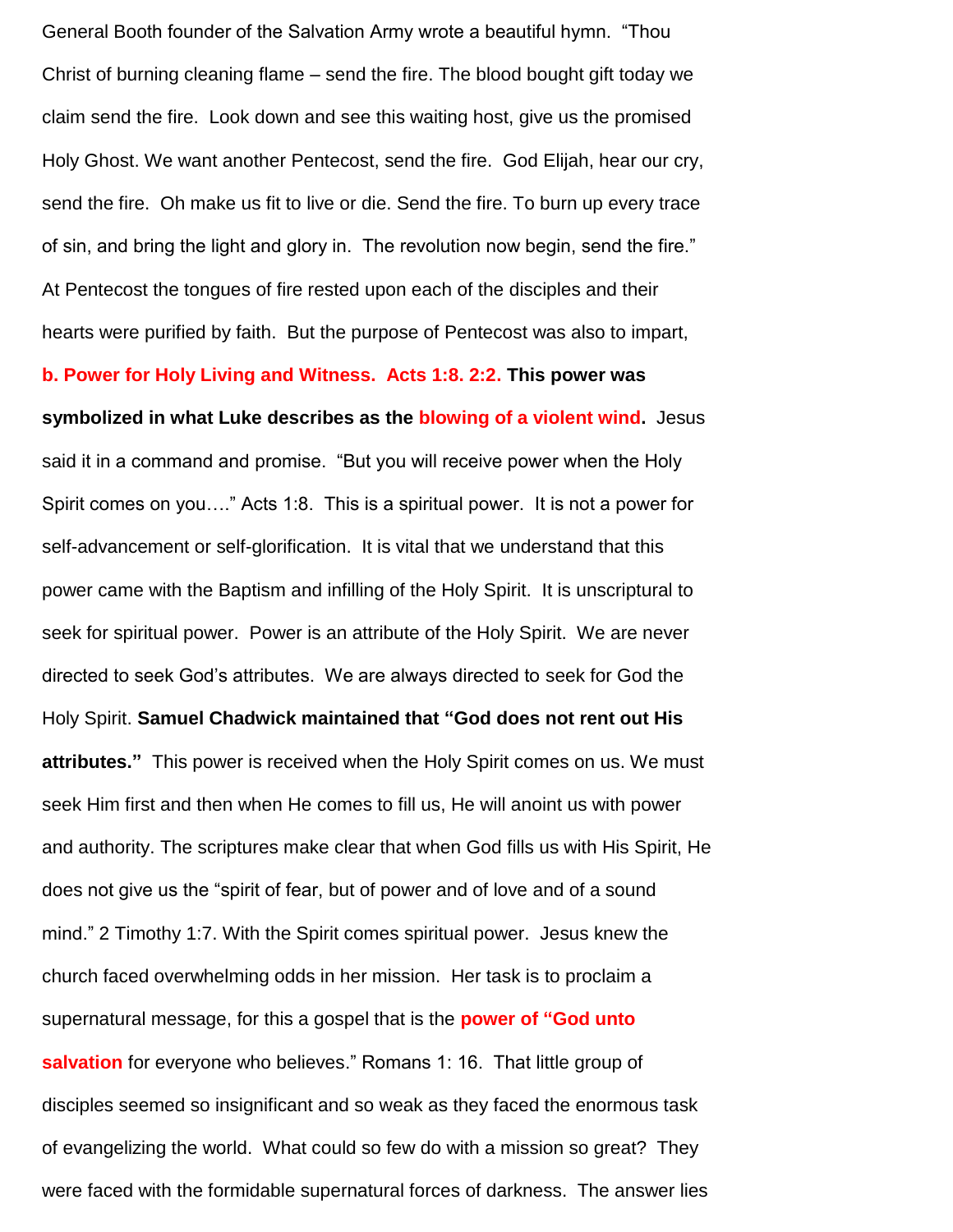General Booth founder of the Salvation Army wrote a beautiful hymn. "Thou Christ of burning cleaning flame – send the fire. The blood bought gift today we claim send the fire. Look down and see this waiting host, give us the promised Holy Ghost. We want another Pentecost, send the fire. God Elijah, hear our cry, send the fire. Oh make us fit to live or die. Send the fire. To burn up every trace of sin, and bring the light and glory in. The revolution now begin, send the fire." At Pentecost the tongues of fire rested upon each of the disciples and their hearts were purified by faith. But the purpose of Pentecost was also to impart,

**b. Power for Holy Living and Witness. Acts 1:8. 2:2. This power was symbolized in what Luke describes as the blowing of a violent wind.** Jesus said it in a command and promise. "But you will receive power when the Holy Spirit comes on you…." Acts 1:8. This is a spiritual power. It is not a power for self-advancement or self-glorification. It is vital that we understand that this power came with the Baptism and infilling of the Holy Spirit. It is unscriptural to seek for spiritual power. Power is an attribute of the Holy Spirit. We are never directed to seek God's attributes. We are always directed to seek for God the Holy Spirit. **Samuel Chadwick maintained that "God does not rent out His attributes."** This power is received when the Holy Spirit comes on us. We must seek Him first and then when He comes to fill us, He will anoint us with power and authority. The scriptures make clear that when God fills us with His Spirit, He does not give us the "spirit of fear, but of power and of love and of a sound mind." 2 Timothy 1:7. With the Spirit comes spiritual power. Jesus knew the church faced overwhelming odds in her mission. Her task is to proclaim a supernatural message, for this a gospel that is the **power of "God unto salvation** for everyone who believes." Romans 1: 16. That little group of disciples seemed so insignificant and so weak as they faced the enormous task of evangelizing the world. What could so few do with a mission so great? They were faced with the formidable supernatural forces of darkness. The answer lies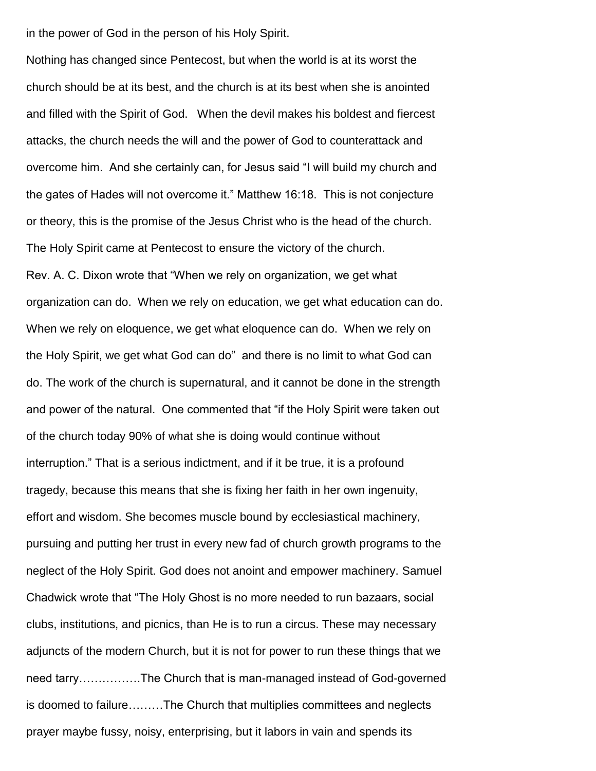in the power of God in the person of his Holy Spirit.

Nothing has changed since Pentecost, but when the world is at its worst the church should be at its best, and the church is at its best when she is anointed and filled with the Spirit of God. When the devil makes his boldest and fiercest attacks, the church needs the will and the power of God to counterattack and overcome him. And she certainly can, for Jesus said "I will build my church and the gates of Hades will not overcome it." Matthew 16:18. This is not conjecture or theory, this is the promise of the Jesus Christ who is the head of the church. The Holy Spirit came at Pentecost to ensure the victory of the church.

Rev. A. C. Dixon wrote that "When we rely on organization, we get what organization can do. When we rely on education, we get what education can do. When we rely on eloquence, we get what eloquence can do. When we rely on the Holy Spirit, we get what God can do" and there is no limit to what God can do. The work of the church is supernatural, and it cannot be done in the strength and power of the natural. One commented that "if the Holy Spirit were taken out of the church today 90% of what she is doing would continue without interruption." That is a serious indictment, and if it be true, it is a profound tragedy, because this means that she is fixing her faith in her own ingenuity, effort and wisdom. She becomes muscle bound by ecclesiastical machinery, pursuing and putting her trust in every new fad of church growth programs to the neglect of the Holy Spirit. God does not anoint and empower machinery. Samuel Chadwick wrote that "The Holy Ghost is no more needed to run bazaars, social clubs, institutions, and picnics, than He is to run a circus. These may necessary adjuncts of the modern Church, but it is not for power to run these things that we need tarry…………….The Church that is man-managed instead of God-governed is doomed to failure………The Church that multiplies committees and neglects prayer maybe fussy, noisy, enterprising, but it labors in vain and spends its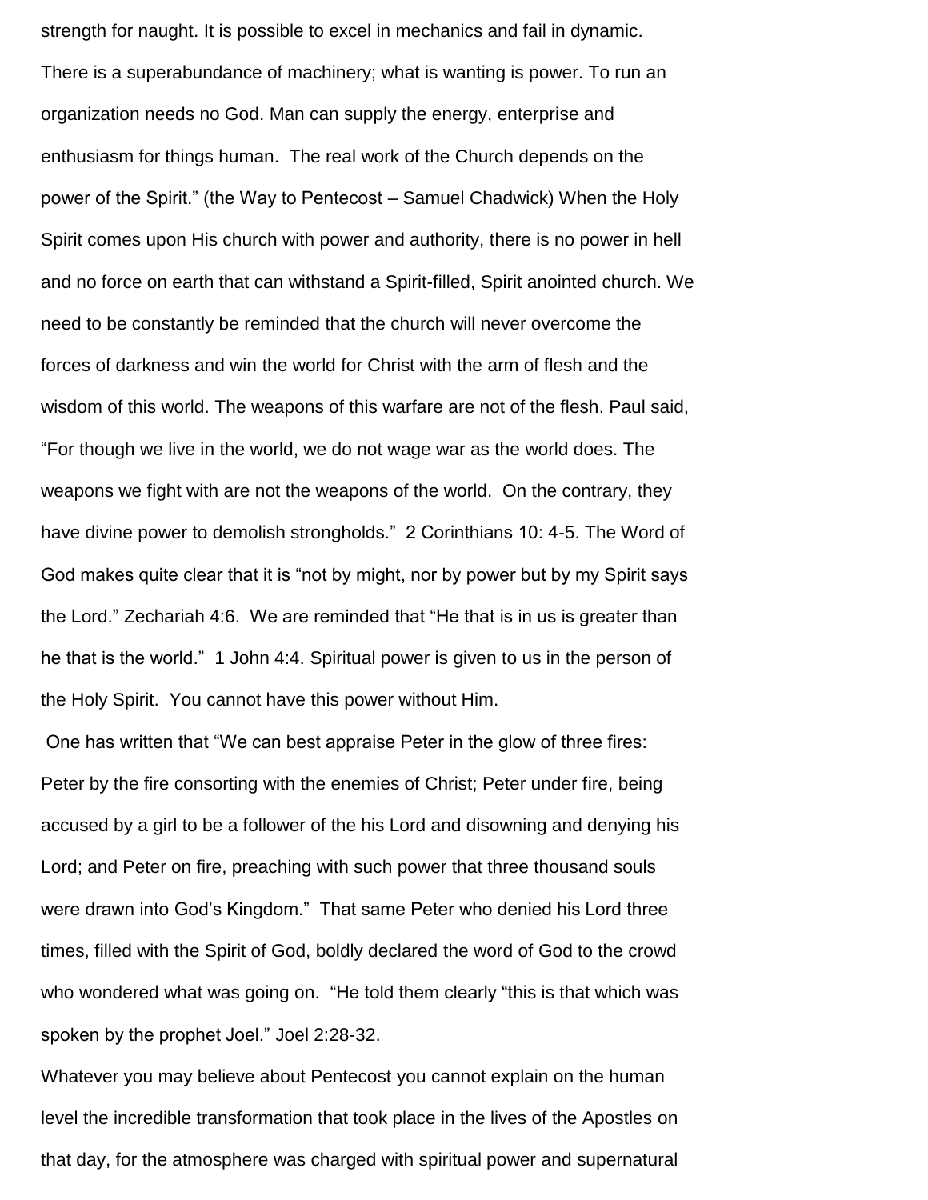strength for naught. It is possible to excel in mechanics and fail in dynamic. There is a superabundance of machinery; what is wanting is power. To run an organization needs no God. Man can supply the energy, enterprise and enthusiasm for things human. The real work of the Church depends on the power of the Spirit." (the Way to Pentecost – Samuel Chadwick) When the Holy Spirit comes upon His church with power and authority, there is no power in hell and no force on earth that can withstand a Spirit-filled, Spirit anointed church. We need to be constantly be reminded that the church will never overcome the forces of darkness and win the world for Christ with the arm of flesh and the wisdom of this world. The weapons of this warfare are not of the flesh. Paul said, "For though we live in the world, we do not wage war as the world does. The weapons we fight with are not the weapons of the world. On the contrary, they have divine power to demolish strongholds." 2 Corinthians 10: 4-5. The Word of God makes quite clear that it is "not by might, nor by power but by my Spirit says the Lord." Zechariah 4:6. We are reminded that "He that is in us is greater than he that is the world." 1 John 4:4. Spiritual power is given to us in the person of the Holy Spirit. You cannot have this power without Him.

One has written that "We can best appraise Peter in the glow of three fires: Peter by the fire consorting with the enemies of Christ; Peter under fire, being accused by a girl to be a follower of the his Lord and disowning and denying his Lord; and Peter on fire, preaching with such power that three thousand souls were drawn into God's Kingdom." That same Peter who denied his Lord three times, filled with the Spirit of God, boldly declared the word of God to the crowd who wondered what was going on. "He told them clearly "this is that which was spoken by the prophet Joel." Joel 2:28-32.

Whatever you may believe about Pentecost you cannot explain on the human level the incredible transformation that took place in the lives of the Apostles on that day, for the atmosphere was charged with spiritual power and supernatural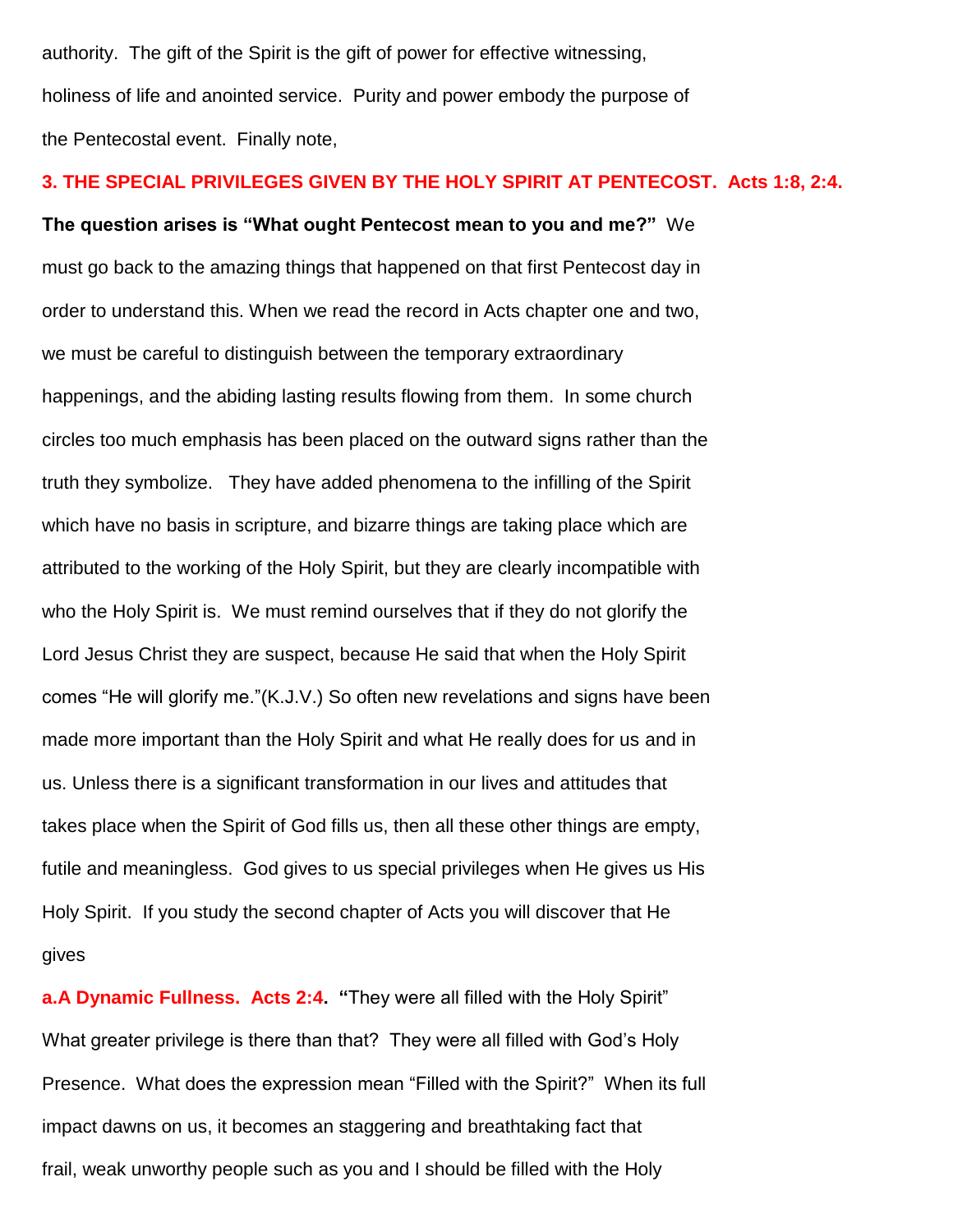authority. The gift of the Spirit is the gift of power for effective witnessing, holiness of life and anointed service. Purity and power embody the purpose of the Pentecostal event. Finally note,

### 3. THE SPECIAL PRIVILEGES GIVEN BY THE HOLY SPIRIT AT PENTECOST. Acts 1:8, 2:4.

**The question arises is "What ought Pentecost mean to you and me?"** We must go back to the amazing things that happened on that first Pentecost day in order to understand this. When we read the record in Acts chapter one and two, we must be careful to distinguish between the temporary extraordinary happenings, and the abiding lasting results flowing from them. In some church circles too much emphasis has been placed on the outward signs rather than the truth they symbolize. They have added phenomena to the infilling of the Spirit which have no basis in scripture, and bizarre things are taking place which are attributed to the working of the Holy Spirit, but they are clearly incompatible with who the Holy Spirit is. We must remind ourselves that if they do not glorify the Lord Jesus Christ they are suspect, because He said that when the Holy Spirit comes "He will glorify me."(K.J.V.) So often new revelations and signs have been made more important than the Holy Spirit and what He really does for us and in us. Unless there is a significant transformation in our lives and attitudes that takes place when the Spirit of God fills us, then all these other things are empty, futile and meaningless. God gives to us special privileges when He gives us His Holy Spirit. If you study the second chapter of Acts you will discover that He gives

**a.A Dynamic Fullness. Acts 2:4. "**They were all filled with the Holy Spirit" What greater privilege is there than that? They were all filled with God's Holy Presence. What does the expression mean "Filled with the Spirit?" When its full impact dawns on us, it becomes an staggering and breathtaking fact that frail, weak unworthy people such as you and I should be filled with the Holy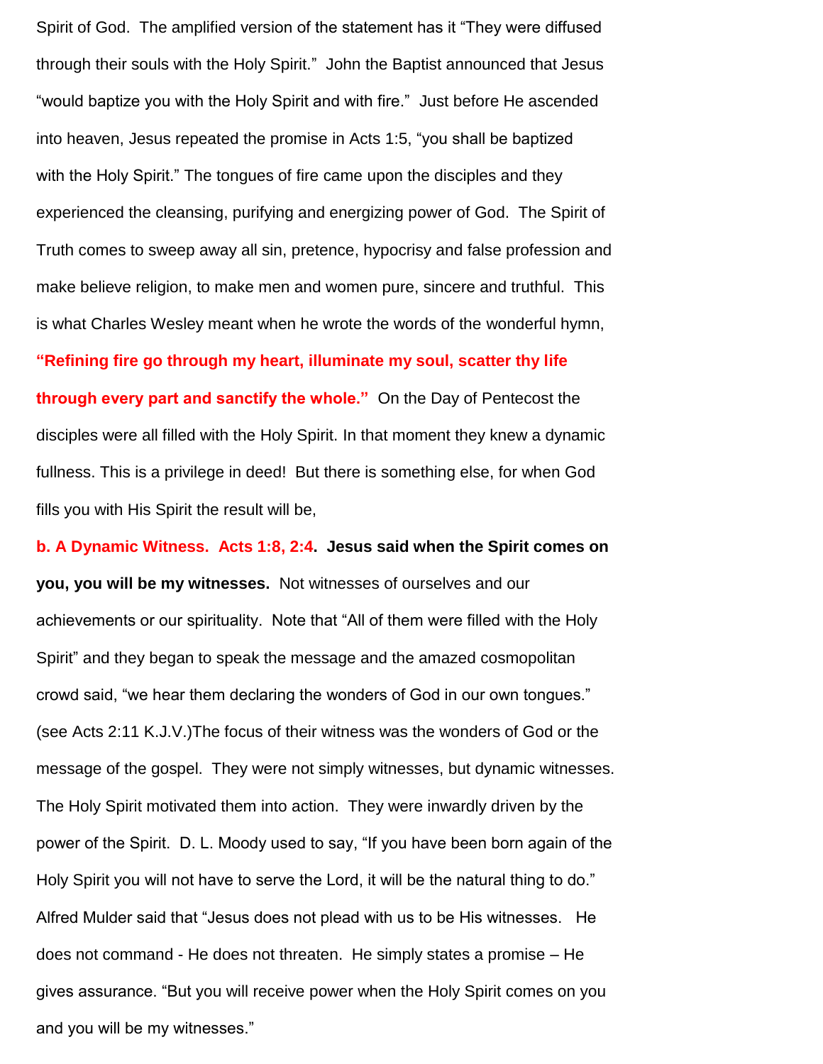Spirit of God. The amplified version of the statement has it "They were diffused through their souls with the Holy Spirit." John the Baptist announced that Jesus "would baptize you with the Holy Spirit and with fire." Just before He ascended into heaven, Jesus repeated the promise in Acts 1:5, "you shall be baptized with the Holy Spirit." The tongues of fire came upon the disciples and they experienced the cleansing, purifying and energizing power of God. The Spirit of Truth comes to sweep away all sin, pretence, hypocrisy and false profession and make believe religion, to make men and women pure, sincere and truthful. This is what Charles Wesley meant when he wrote the words of the wonderful hymn, **"Refining fire go through my heart, illuminate my soul, scatter thy life through every part and sanctify the whole."** On the Day of Pentecost the disciples were all filled with the Holy Spirit. In that moment they knew a dynamic fullness. This is a privilege in deed! But there is something else, for when God fills you with His Spirit the result will be,

**b. A Dynamic Witness. Acts 1:8, 2:4. Jesus said when the Spirit comes on you, you will be my witnesses.** Not witnesses of ourselves and our achievements or our spirituality. Note that "All of them were filled with the Holy Spirit" and they began to speak the message and the amazed cosmopolitan crowd said, "we hear them declaring the wonders of God in our own tongues." (see Acts 2:11 K.J.V.)The focus of their witness was the wonders of God or the message of the gospel. They were not simply witnesses, but dynamic witnesses. The Holy Spirit motivated them into action. They were inwardly driven by the power of the Spirit. D. L. Moody used to say, "If you have been born again of the Holy Spirit you will not have to serve the Lord, it will be the natural thing to do." Alfred Mulder said that "Jesus does not plead with us to be His witnesses. He does not command - He does not threaten. He simply states a promise – He gives assurance. "But you will receive power when the Holy Spirit comes on you and you will be my witnesses."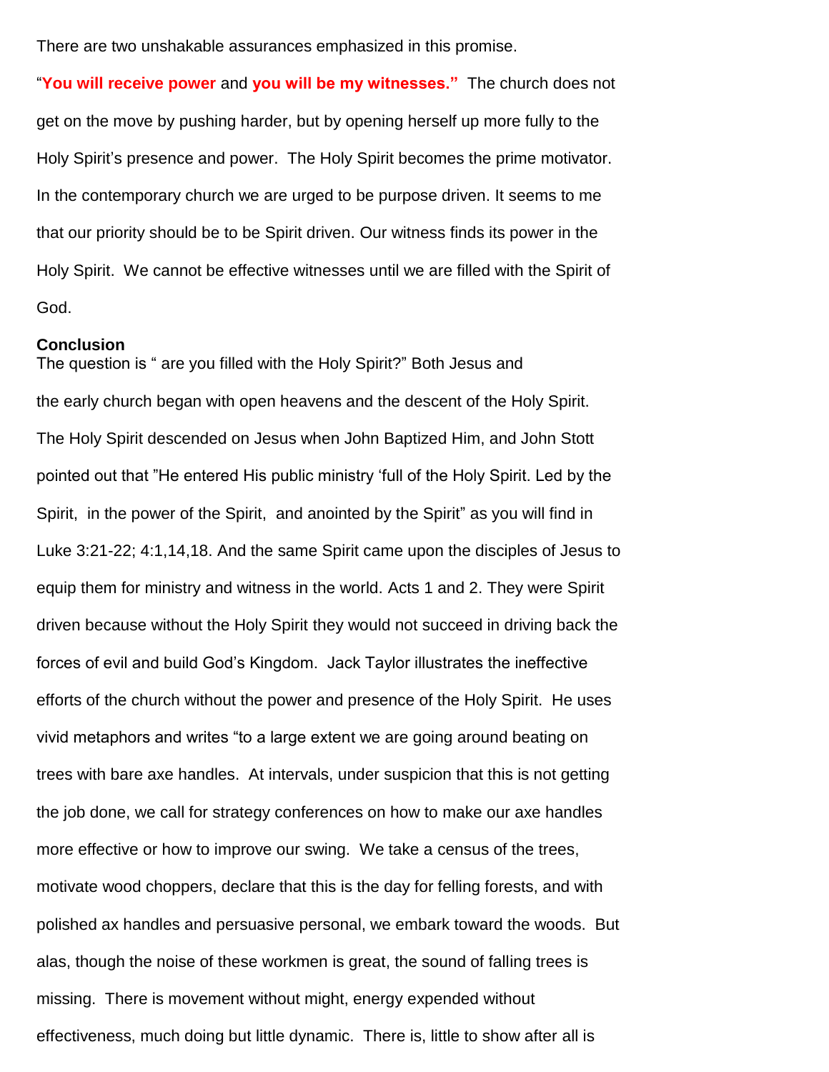There are two unshakable assurances emphasized in this promise.

"**You will receive power** and **you will be my witnesses."** The church does not get on the move by pushing harder, but by opening herself up more fully to the Holy Spirit's presence and power. The Holy Spirit becomes the prime motivator. In the contemporary church we are urged to be purpose driven. It seems to me that our priority should be to be Spirit driven. Our witness finds its power in the Holy Spirit. We cannot be effective witnesses until we are filled with the Spirit of God.

**Conclusion**

The question is " are you filled with the Holy Spirit?" Both Jesus and the early church began with open heavens and the descent of the Holy Spirit. The Holy Spirit descended on Jesus when John Baptized Him, and John Stott pointed out that "He entered His public ministry 'full of the Holy Spirit. Led by the Spirit, in the power of the Spirit, and anointed by the Spirit" as you will find in Luke 3:21-22; 4:1,14,18. And the same Spirit came upon the disciples of Jesus to equip them for ministry and witness in the world. Acts 1 and 2. They were Spirit driven because without the Holy Spirit they would not succeed in driving back the forces of evil and build God's Kingdom. Jack Taylor illustrates the ineffective efforts of the church without the power and presence of the Holy Spirit. He uses vivid metaphors and writes "to a large extent we are going around beating on trees with bare axe handles. At intervals, under suspicion that this is not getting the job done, we call for strategy conferences on how to make our axe handles more effective or how to improve our swing. We take a census of the trees, motivate wood choppers, declare that this is the day for felling forests, and with polished ax handles and persuasive personal, we embark toward the woods. But alas, though the noise of these workmen is great, the sound of falling trees is missing. There is movement without might, energy expended without effectiveness, much doing but little dynamic. There is, little to show after all is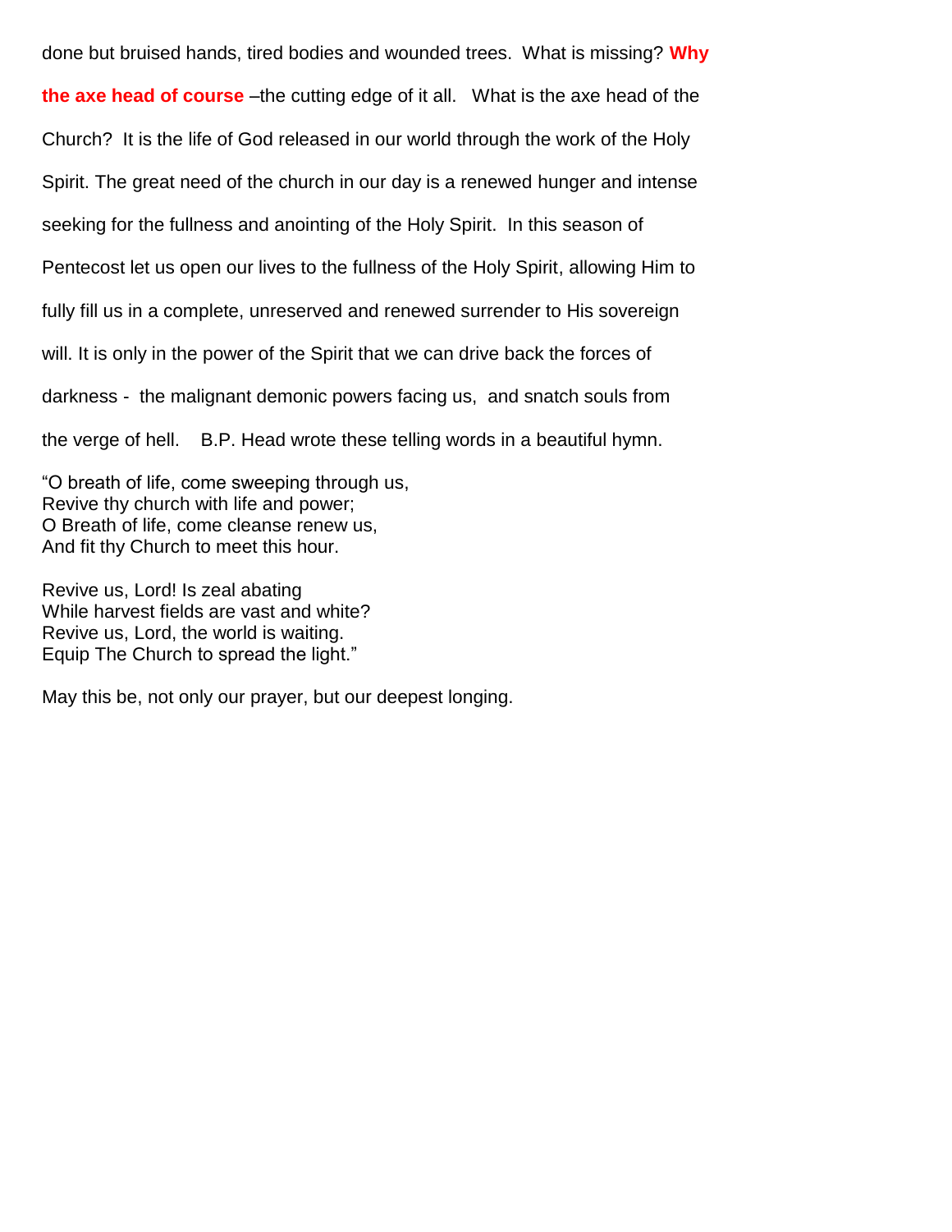done but bruised hands, tired bodies and wounded trees. What is missing? **Why the axe head of course** –the cutting edge of it all. What is the axe head of the Church? It is the life of God released in our world through the work of the Holy Spirit. The great need of the church in our day is a renewed hunger and intense seeking for the fullness and anointing of the Holy Spirit. In this season of Pentecost let us open our lives to the fullness of the Holy Spirit, allowing Him to fully fill us in a complete, unreserved and renewed surrender to His sovereign will. It is only in the power of the Spirit that we can drive back the forces of darkness - the malignant demonic powers facing us, and snatch souls from the verge of hell. B.P. Head wrote these telling words in a beautiful hymn.

"O breath of life, come sweeping through us,  
Revive thy church with life and power;  
O Breath of life, come cleanse renew us,  
And fit thy Church to meet this hour.

Revive us, Lord! Is zeal abating  
While harvest fields are vast and white?  
Revive us, Lord, the world is waiting.  
Equip The Church to spread the light."

May this be, not only our prayer, but our deepest longing.